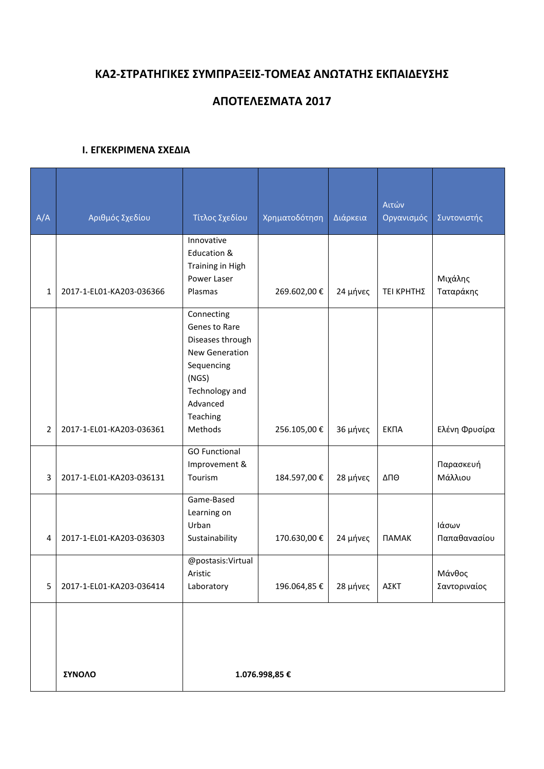# ΚΑ2-ΣΤΡΑΤΗΓΙΚΕΣ ΣΥΜΠΡΑΞΕΙΣ-ΤΟΜΕΑΣ ΑΝΩΤΑΤΗΣ ΕΚΠΑΙΔΕΥΣΗΣ

# ΑΠΟΤΕΛΕΣΜΑΤΑ 2017

## I. ΕΓΚΕΚΡΙΜΕΝΑ ΣΧΕΔΙΑ

| Α/Α | Αριθμός Σχεδίου | Τίτλος Σχεδίου | Χρηματοδότηση | Διάρκεια | Αιτών Οργανισμός | Συντονιστής |
|---|---|---|---|---|---|---|
| 1 | 2017-1-EL01-KA203-036366 | Innovative Education & Training in High Power Laser Plasmas | 269.602,00 € | 24 μήνες | ΤΕΙ ΚΡΗΤΗΣ | Μιχάλης Ταταράκης |
| 2 | 2017-1-EL01-KA203-036361 | Connecting Genes to Rare Diseases through New Generation Sequencing (NGS) Technology and Advanced Teaching Methods | 256.105,00 € | 36 μήνες | ΕΚΠΑ | Ελένη Φρυσίρα |
| 3 | 2017-1-EL01-KA203-036131 | GO Functional Improvement & Tourism | 184.597,00 € | 28 μήνες | ΔΠΘ | Παρασκευή Μάλλιου |
| 4 | 2017-1-EL01-KA203-036303 | Game-Based Learning on Urban Sustainability | 170.630,00 € | 24 μήνες | ΠΑΜΑΚ | Ιάσων Παπαθανασίου |
| 5 | 2017-1-EL01-KA203-036414 | @postasis:Virtual Aristic Laboratory | 196.064,85 € | 28 μήνες | ΑΣΚΤ | Μάνθος Σαντοριναίος |
| | **ΣΥΝΟΛΟ** | **1.076.998,85 €** | | | | |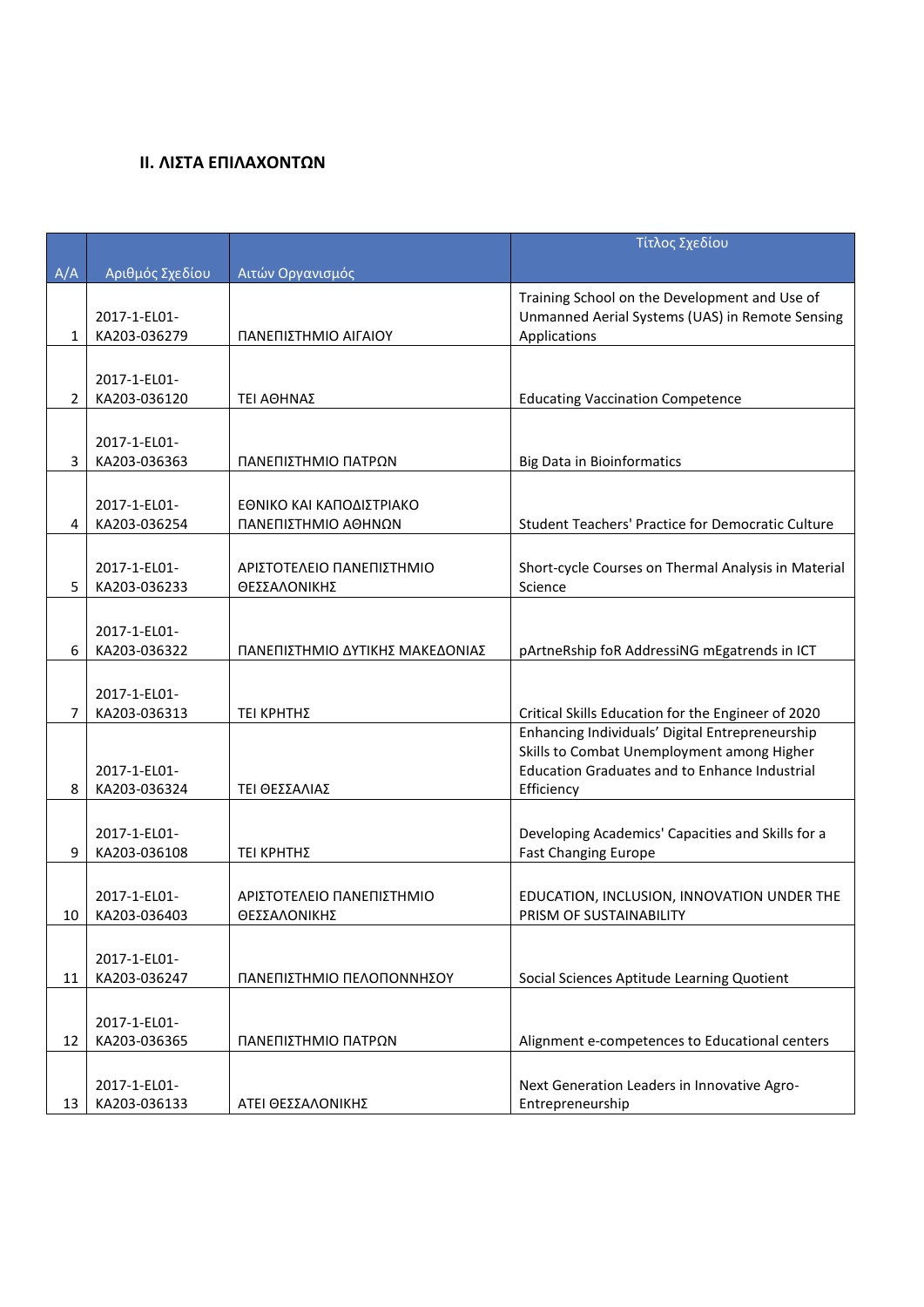**II. ΛΙΣΤΑ ΕΠΙΛΑΧΟΝΤΩΝ**

| A/A | Αριθμός Σχεδίου | Αιτών Οργανισμός | Τίτλος Σχεδίου |
|---|---|---|---|
| 1 | 2017-1-EL01-KA203-036279 | ΠΑΝΕΠΙΣΤΗΜΙΟ ΑΙΓΑΙΟΥ | Training School on the Development and Use of Unmanned Aerial Systems (UAS) in Remote Sensing Applications |
| 2 | 2017-1-EL01-KA203-036120 | ΤΕΙ ΑΘΗΝΑΣ | Educating Vaccination Competence |
| 3 | 2017-1-EL01-KA203-036363 | ΠΑΝΕΠΙΣΤΗΜΙΟ ΠΑΤΡΩΝ | Big Data in Bioinformatics |
| 4 | 2017-1-EL01-KA203-036254 | ΕΘΝΙΚΟ ΚΑΙ ΚΑΠΟΔΙΣΤΡΙΑΚΟ ΠΑΝΕΠΙΣΤΗΜΙΟ ΑΘΗΝΩΝ | Student Teachers' Practice for Democratic Culture |
| 5 | 2017-1-EL01-KA203-036233 | ΑΡΙΣΤΟΤΕΛΕΙΟ ΠΑΝΕΠΙΣΤΗΜΙΟ ΘΕΣΣΑΛΟΝΙΚΗΣ | Short-cycle Courses on Thermal Analysis in Material Science |
| 6 | 2017-1-EL01-KA203-036322 | ΠΑΝΕΠΙΣΤΗΜΙΟ ΔΥΤΙΚΗΣ ΜΑΚΕΔΟΝΙΑΣ | pArtneRship foR AddressiNG mEgatrends in ICT |
| 7 | 2017-1-EL01-KA203-036313 | ΤΕΙ ΚΡΗΤΗΣ | Critical Skills Education for the Engineer of 2020 |
| 8 | 2017-1-EL01-KA203-036324 | ΤΕΙ ΘΕΣΣΑΛΙΑΣ | Enhancing Individuals' Digital Entrepreneurship Skills to Combat Unemployment among Higher Education Graduates and to Enhance Industrial Efficiency |
| 9 | 2017-1-EL01-KA203-036108 | ΤΕΙ ΚΡΗΤΗΣ | Developing Academics' Capacities and Skills for a Fast Changing Europe |
| 10 | 2017-1-EL01-KA203-036403 | ΑΡΙΣΤΟΤΕΛΕΙΟ ΠΑΝΕΠΙΣΤΗΜΙΟ ΘΕΣΣΑΛΟΝΙΚΗΣ | EDUCATION, INCLUSION, INNOVATION UNDER THE PRISM OF SUSTAINABILITY |
| 11 | 2017-1-EL01-KA203-036247 | ΠΑΝΕΠΙΣΤΗΜΙΟ ΠΕΛΟΠΟΝΝΗΣΟΥ | Social Sciences Aptitude Learning Quotient |
| 12 | 2017-1-EL01-KA203-036365 | ΠΑΝΕΠΙΣΤΗΜΙΟ ΠΑΤΡΩΝ | Alignment e-competences to Educational centers |
| 13 | 2017-1-EL01-KA203-036133 | ΑΤΕΙ ΘΕΣΣΑΛΟΝΙΚΗΣ | Next Generation Leaders in Innovative Agro-Entrepreneurship |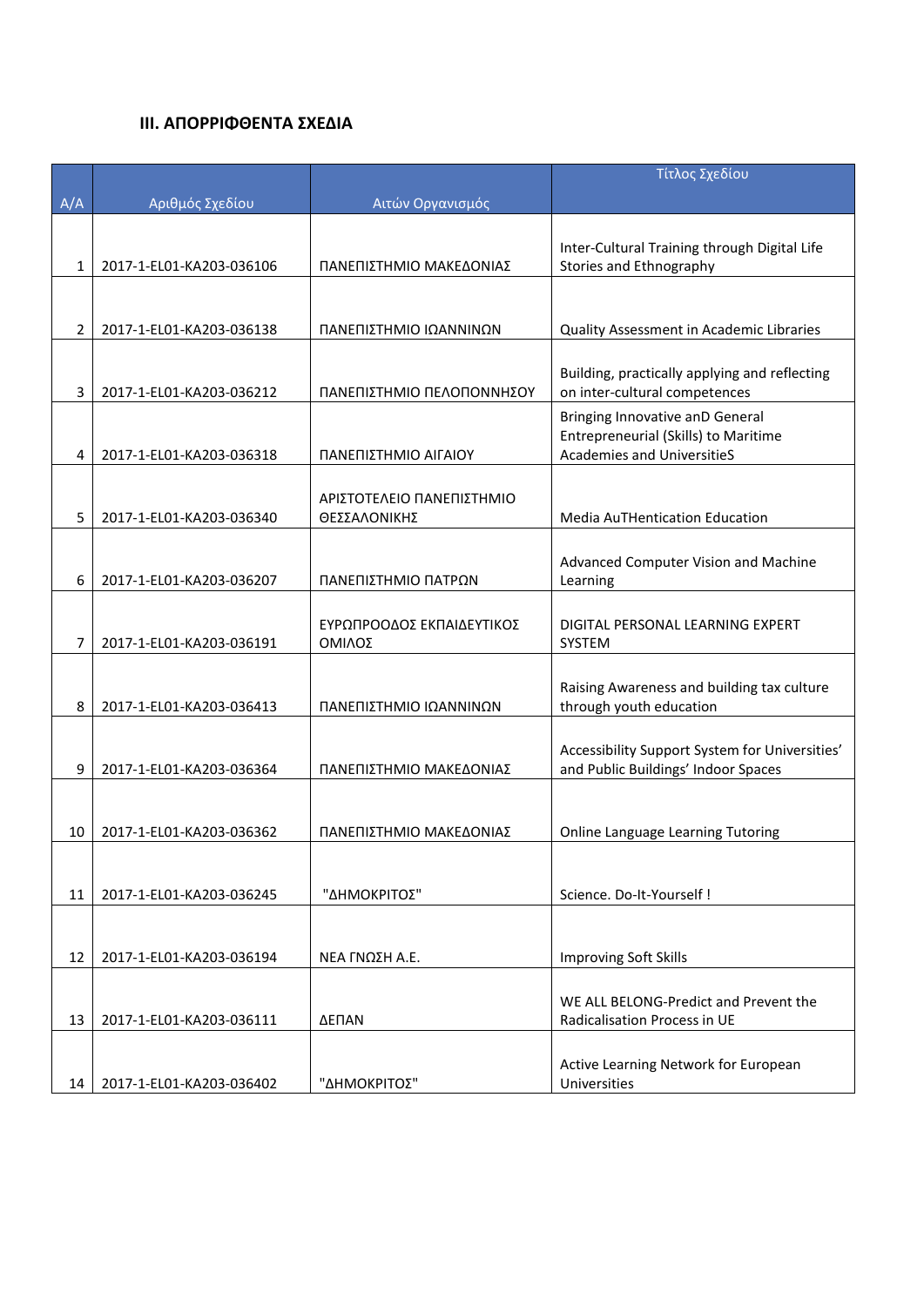### III. ΑΠΟΡΡΙΦΘΕΝΤΑ ΣΧΕΔΙΑ

| A/A | Αριθμός Σχεδίου | Αιτών Οργανισμός | Τίτλος Σχεδίου |
|---|---|---|---|
| 1 | 2017-1-EL01-KA203-036106 | ΠΑΝΕΠΙΣΤΗΜΙΟ ΜΑΚΕΔΟΝΙΑΣ | Inter-Cultural Training through Digital Life Stories and Ethnography |
| 2 | 2017-1-EL01-KA203-036138 | ΠΑΝΕΠΙΣΤΗΜΙΟ ΙΩΑΝΝΙΝΩΝ | Quality Assessment in Academic Libraries |
| 3 | 2017-1-EL01-KA203-036212 | ΠΑΝΕΠΙΣΤΗΜΙΟ ΠΕΛΟΠΟΝΝΗΣΟΥ | Building, practically applying and reflecting on inter-cultural competences |
| 4 | 2017-1-EL01-KA203-036318 | ΠΑΝΕΠΙΣΤΗΜΙΟ ΑΙΓΑΙΟΥ | Bringing Innovative anD General Entrepreneurial (Skills) to Maritime Academies and UniversitieS |
| 5 | 2017-1-EL01-KA203-036340 | ΑΡΙΣΤΟΤΕΛΕΙΟ ΠΑΝΕΠΙΣΤΗΜΙΟ ΘΕΣΣΑΛΟΝΙΚΗΣ | Media AuTHentication Education |
| 6 | 2017-1-EL01-KA203-036207 | ΠΑΝΕΠΙΣΤΗΜΙΟ ΠΑΤΡΩΝ | Advanced Computer Vision and Machine Learning |
| 7 | 2017-1-EL01-KA203-036191 | ΕΥΡΩΠΡΟΟΔΟΣ ΕΚΠΑΙΔΕΥΤΙΚΟΣ ΟΜΙΛΟΣ | DIGITAL PERSONAL LEARNING EXPERT SYSTEM |
| 8 | 2017-1-EL01-KA203-036413 | ΠΑΝΕΠΙΣΤΗΜΙΟ ΙΩΑΝΝΙΝΩΝ | Raising Awareness and building tax culture through youth education |
| 9 | 2017-1-EL01-KA203-036364 | ΠΑΝΕΠΙΣΤΗΜΙΟ ΜΑΚΕΔΟΝΙΑΣ | Accessibility Support System for Universities' and Public Buildings' Indoor Spaces |
| 10 | 2017-1-EL01-KA203-036362 | ΠΑΝΕΠΙΣΤΗΜΙΟ ΜΑΚΕΔΟΝΙΑΣ | Online Language Learning Tutoring |
| 11 | 2017-1-EL01-KA203-036245 | "ΔΗΜΟΚΡΙΤΟΣ" | Science. Do-It-Yourself ! |
| 12 | 2017-1-EL01-KA203-036194 | ΝΕΑ ΓΝΩΣΗ Α.Ε. | Improving Soft Skills |
| 13 | 2017-1-EL01-KA203-036111 | ΔΕΠΑΝ | WE ALL BELONG-Predict and Prevent the Radicalisation Process in UE |
| 14 | 2017-1-EL01-KA203-036402 | "ΔΗΜΟΚΡΙΤΟΣ" | Active Learning Network for European Universities |